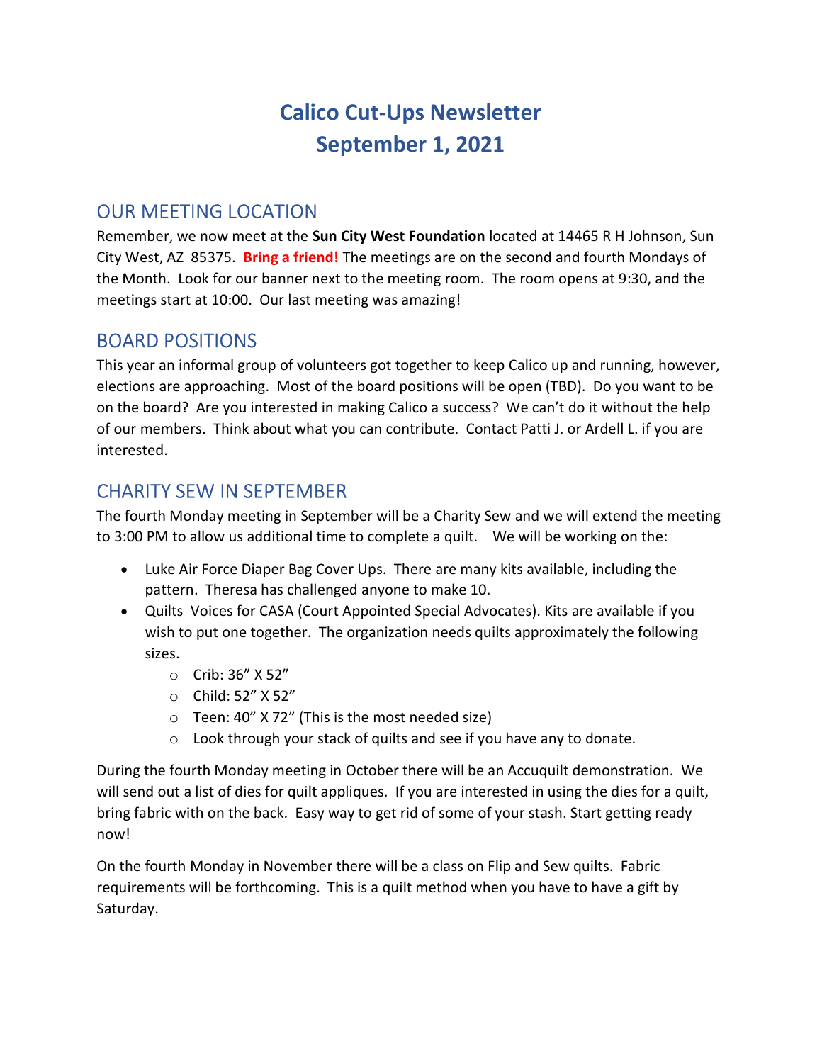# Calico Cut-Ups Newsletter
# September 1, 2021

## OUR MEETING LOCATION

Remember, we now meet at the **Sun City West Foundation** located at 14465 R H Johnson, Sun City West, AZ 85375. **Bring a friend!** The meetings are on the second and fourth Mondays of the Month. Look for our banner next to the meeting room. The room opens at 9:30, and the meetings start at 10:00. Our last meeting was amazing!

## BOARD POSITIONS

This year an informal group of volunteers got together to keep Calico up and running, however, elections are approaching. Most of the board positions will be open (TBD). Do you want to be on the board? Are you interested in making Calico a success? We can't do it without the help of our members. Think about what you can contribute. Contact Patti J. or Ardell L. if you are interested.

## CHARITY SEW IN SEPTEMBER

The fourth Monday meeting in September will be a Charity Sew and we will extend the meeting to 3:00 PM to allow us additional time to complete a quilt. We will be working on the:

- Luke Air Force Diaper Bag Cover Ups. There are many kits available, including the pattern. Theresa has challenged anyone to make 10.
- Quilts Voices for CASA (Court Appointed Special Advocates). Kits are available if you wish to put one together. The organization needs quilts approximately the following sizes.
  - Crib: 36" X 52"
  - Child: 52" X 52"
  - Teen: 40" X 72" (This is the most needed size)
  - Look through your stack of quilts and see if you have any to donate.

During the fourth Monday meeting in October there will be an Accuquilt demonstration. We will send out a list of dies for quilt appliques. If you are interested in using the dies for a quilt, bring fabric with on the back. Easy way to get rid of some of your stash. Start getting ready now!

On the fourth Monday in November there will be a class on Flip and Sew quilts. Fabric requirements will be forthcoming. This is a quilt method when you have to have a gift by Saturday.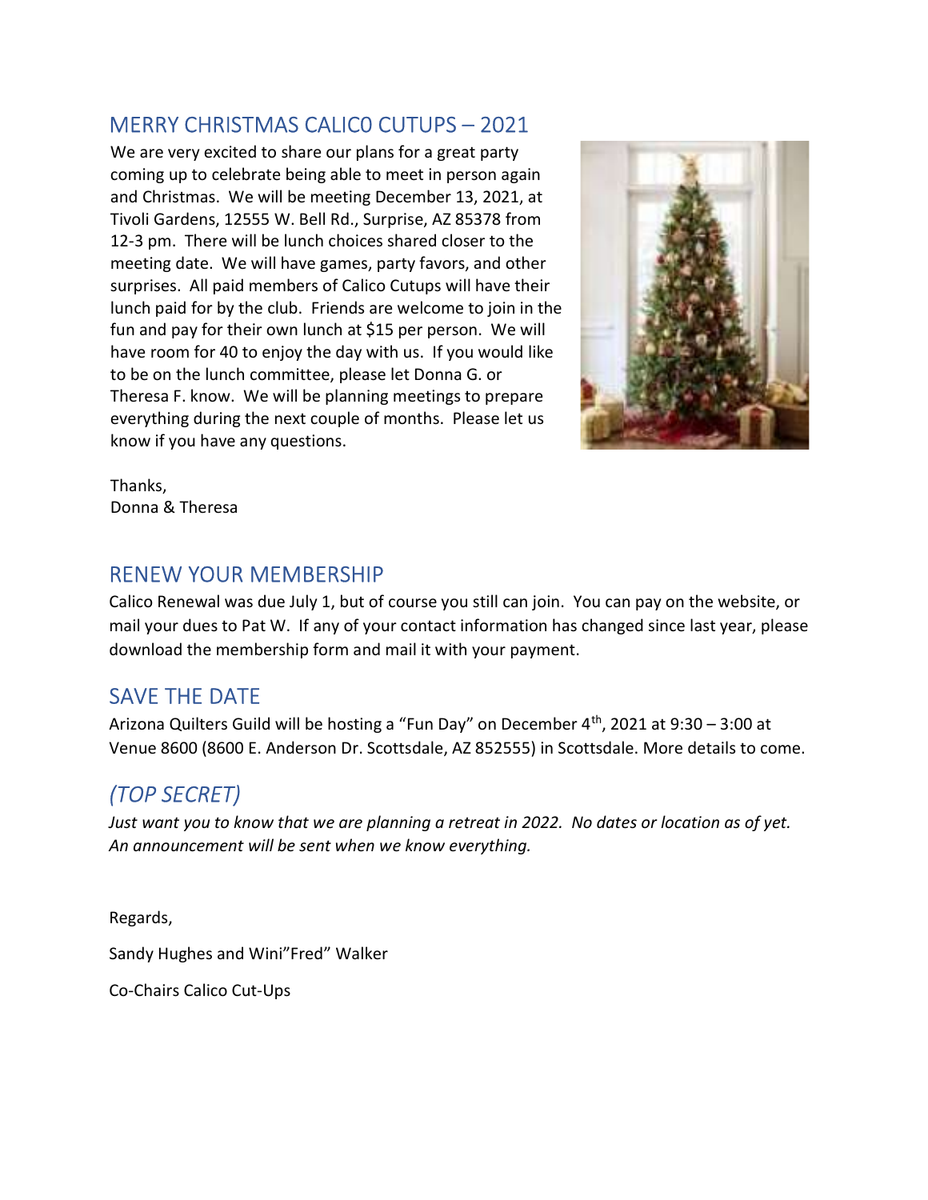## MERRY CHRISTMAS CALICO CUTUPS – 2021

We are very excited to share our plans for a great party coming up to celebrate being able to meet in person again and Christmas. We will be meeting December 13, 2021, at Tivoli Gardens, 12555 W. Bell Rd., Surprise, AZ 85378 from 12-3 pm. There will be lunch choices shared closer to the meeting date. We will have games, party favors, and other surprises. All paid members of Calico Cutups will have their lunch paid for by the club. Friends are welcome to join in the fun and pay for their own lunch at $15 per person. We will have room for 40 to enjoy the day with us. If you would like to be on the lunch committee, please let Donna G. or Theresa F. know. We will be planning meetings to prepare everything during the next couple of months. Please let us know if you have any questions.

Thanks,
Donna & Theresa

## RENEW YOUR MEMBERSHIP

Calico Renewal was due July 1, but of course you still can join. You can pay on the website, or mail your dues to Pat W. If any of your contact information has changed since last year, please download the membership form and mail it with your payment.

## SAVE THE DATE

Arizona Quilters Guild will be hosting a "Fun Day" on December 4th, 2021 at 9:30 – 3:00 at Venue 8600 (8600 E. Anderson Dr. Scottsdale, AZ 852555) in Scottsdale. More details to come.

## *(TOP SECRET)*

*Just want you to know that we are planning a retreat in 2022. No dates or location as of yet. An announcement will be sent when we know everything.*

Regards,

Sandy Hughes and Wini"Fred" Walker

Co-Chairs Calico Cut-Ups